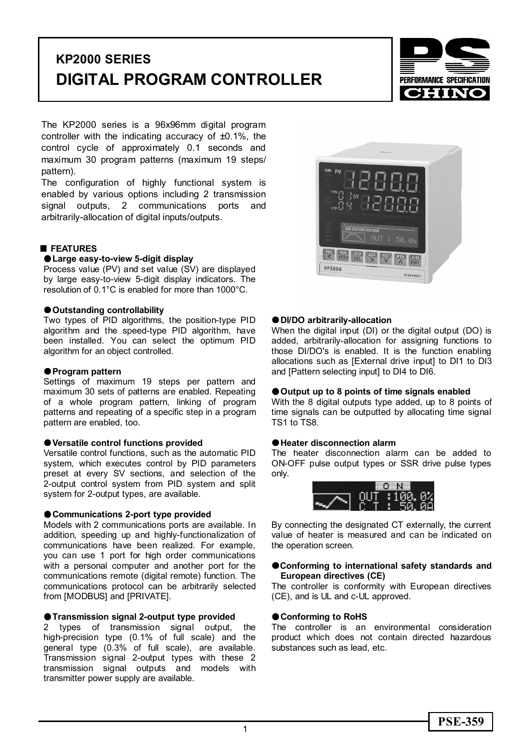# KP2000 SERIES
# DIGITAL PROGRAM CONTROLLER

The KP2000 series is a 96x96mm digital program controller with the indicating accuracy of ±0.1%, the control cycle of approximately 0.1 seconds and maximum 30 program patterns (maximum 19 steps/ pattern).

The configuration of highly functional system is enabled by various options including 2 transmission signal outputs, 2 communications ports and arbitrarily-allocation of digital inputs/outputs.

## ■ FEATURES

### ● Large easy-to-view 5-digit display

Process value (PV) and set value (SV) are displayed by large easy-to-view 5-digit display indicators. The resolution of 0.1°C is enabled for more than 1000°C.

### ● Outstanding controllability

Two types of PID algorithms, the position-type PID algorithm and the speed-type PID algorithm, have been installed. You can select the optimum PID algorithm for an object controlled.

### ● Program pattern

Settings of maximum 19 steps per pattern and maximum 30 sets of patterns are enabled. Repeating of a whole program pattern, linking of program patterns and repeating of a specific step in a program pattern are enabled, too.

### ● Versatile control functions provided

Versatile control functions, such as the automatic PID system, which executes control by PID parameters preset at every SV sections, and selection of the 2-output control system from PID system and split system for 2-output types, are available.

### ● Communications 2-port type provided

Models with 2 communications ports are available. In addition, speeding up and highly-functionalization of communications have been realized. For example, you can use 1 port for high order communications with a personal computer and another port for the communications remote (digital remote) function. The communications protocol can be arbitrarily selected from [MODBUS] and [PRIVATE].

### ● Transmission signal 2-output type provided

2 types of transmission signal output, the high-precision type (0.1% of full scale) and the general type (0.3% of full scale), are available. Transmission signal 2-output types with these 2 transmission signal outputs and models with transmitter power supply are available.

### ● DI/DO arbitrarily-allocation

When the digital input (DI) or the digital output (DO) is added, arbitrarily-allocation for assigning functions to those DI/DO's is enabled. It is the function enabling allocations such as [External drive input] to DI1 to DI3 and [Pattern selecting input] to DI4 to DI6.

### ● Output up to 8 points of time signals enabled

With the 8 digital outputs type added, up to 8 points of time signals can be outputted by allocating time signal TS1 to TS8.

### ● Heater disconnection alarm

The heater disconnection alarm can be added to ON-OFF pulse output types or SSR drive pulse types only.

By connecting the designated CT externally, the current value of heater is measured and can be indicated on the operation screen.

### ● Conforming to international safety standards and European directives (CE)

The controller is conformity with European directives (CE), and is UL and c-UL approved.

### ● Conforming to RoHS

The controller is an environmental consideration product which does not contain directed hazardous substances such as lead, etc.

PSE-359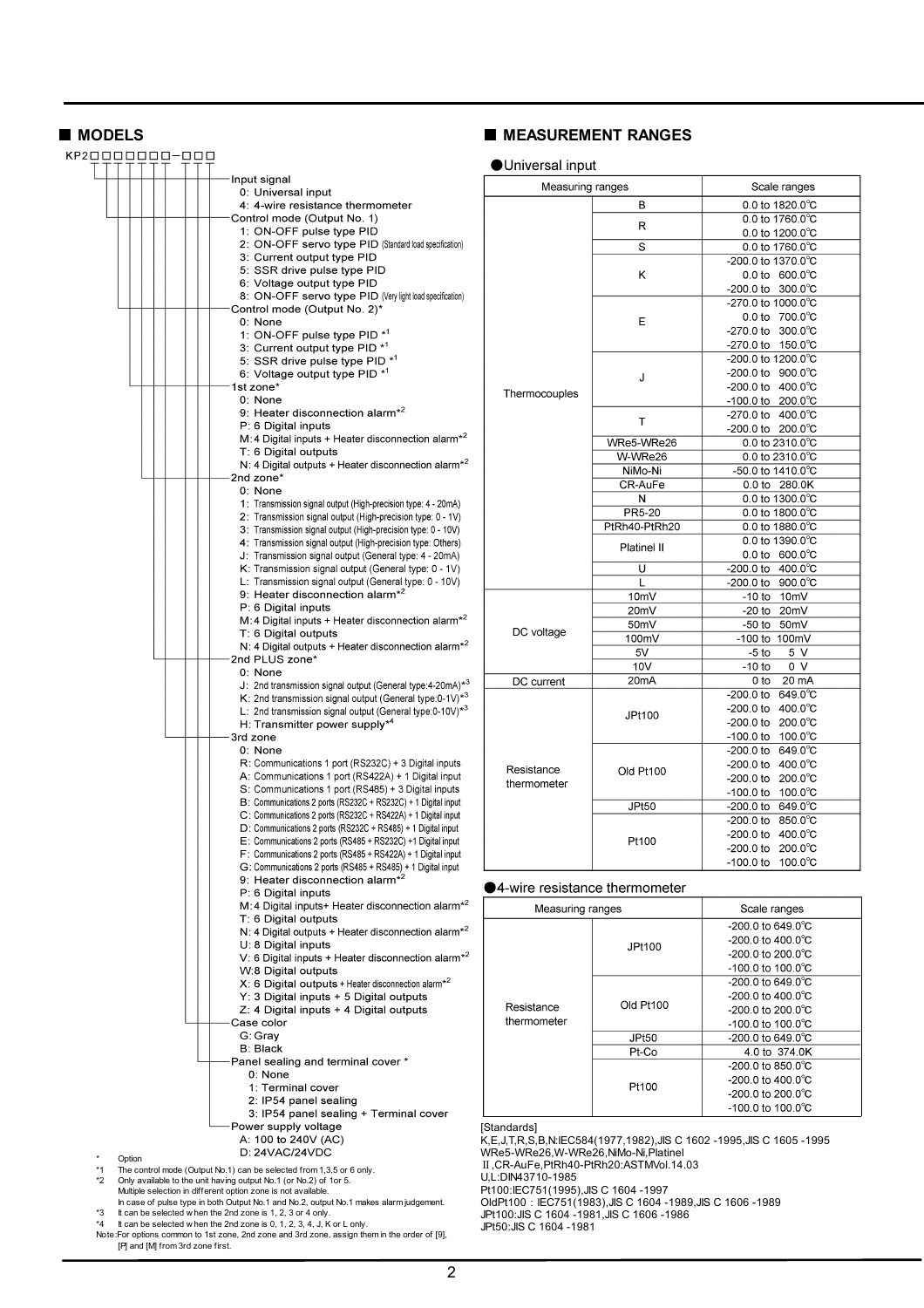## ■ MODELS

KP2□□□□□□□-□□□

- Input signal
  - 0: Universal input
  - 4: 4-wire resistance thermometer
- Control mode (Output No. 1)
  - 1: ON-OFF pulse type PID
  - 2: ON-OFF servo type PID (Standard load specification)
  - 3: Current output type PID
  - 5: SSR drive pulse type PID
  - 6: Voltage output type PID
  - 8: ON-OFF servo type PID (Very light load specification)
- Control mode (Output No. 2)*
  - 0: None
  - 1: ON-OFF pulse type PID *1
  - 3: Current output type PID *1
  - 5: SSR drive pulse type PID *1
  - 6: Voltage output type PID *1
- 1st zone*
  - 0: None
  - 9: Heater disconnection alarm*2
  - P: 6 Digital inputs
  - M: 4 Digital inputs + Heater disconnection alarm*2
  - T: 6 Digital outputs
  - N: 4 Digital outputs + Heater disconnection alarm*2
- 2nd zone*
  - 0: None
  - 1: Transmission signal output (High-precision type: 4 - 20mA)
  - 2: Transmission signal output (High-precision type: 0 - 1V)
  - 3: Transmission signal output (High-precision type: 0 - 10V)
  - 4: Transmission signal output (High-precision type: Others)
  - J: Transmission signal output (General type: 4 - 20mA)
  - K: Transmission signal output (General type: 0 - 1V)
  - L: Transmission signal output (General type: 0 - 10V)
  - 9: Heater disconnection alarm*2
  - P: 6 Digital inputs
  - M: 4 Digital inputs + Heater disconnection alarm*2
  - T: 6 Digital outputs
  - N: 4 Digital outputs + Heater disconnection alarm*2
- 2nd PLUS zone*
  - 0: None
  - J: 2nd transmission signal output (General type:4-20mA)*3
  - K: 2nd transmission signal output (General type:0-1V)*3
  - L: 2nd transmission signal output (General type:0-10V)*3
  - H: Transmitter power supply*4
- 3rd zone
  - 0: None
  - R: Communications 1 port (RS232C) + 3 Digital inputs
  - A: Communications 1 port (RS422A) + 1 Digital input
  - S: Communications 1 port (RS485) + 3 Digital inputs
  - B: Communications 2 ports (RS232C + RS232C) + 1 Digital input
  - C: Communications 2 ports (RS232C + RS422A) + 1 Digital input
  - D: Communications 2 ports (RS232C + RS485) + 1 Digital input
  - E: Communications 2 ports (RS485 + RS232C) +1 Digital input
  - F: Communications 2 ports (RS485 + RS422A) + 1 Digital input
  - G: Communications 2 ports (RS485 + RS485) + 1 Digital input
  - 9: Heater disconnection alarm*2
  - P: 6 Digital inputs
  - M: 4 Digital inputs+ Heater disconnection alarm*2
  - T: 6 Digital outputs
  - N: 4 Digital outputs + Heater disconnection alarm*2
  - U: 8 Digital inputs
  - V: 6 Digital inputs + Heater disconnection alarm*2
  - W: 8 Digital outputs
  - X: 6 Digital outputs + Heater disconnection alarm*2
  - Y: 3 Digital inputs + 5 Digital outputs
  - Z: 4 Digital inputs + 4 Digital outputs
- Case color
  - G: Gray
  - B: Black
- Panel sealing and terminal cover *
  - 0: None
  - 1: Terminal cover
  - 2: IP54 panel sealing
  - 3: IP54 panel sealing + Terminal cover
- Power supply voltage
  - A: 100 to 240V (AC)
  - D: 24VAC/24VDC

\* Option
*1 The control mode (Output No.1) can be selected from 1,3,5 or 6 only.
*2 Only available to the unit having output No.1 (or No.2) of 1or 5.
Multiple selection in different option zone is not available.
In case of pulse type in both Output No.1 and No.2, output No.1 makes alarm judgement.
*3 It can be selected when the 2nd zone is 1, 2, 3 or 4 only.
*4 It can be selected when the 2nd zone is 0, 1, 2, 3, 4, J, K or L only.
Note:For options common to 1st zone, 2nd zone and 3rd zone, assign them in the order of [9], [P] and [M] from 3rd zone first.

## ■ MEASUREMENT RANGES

### ●Universal input

| Measuring ranges | | Scale ranges |
|---|---|---|
| Thermocouples | B | 0.0 to 1820.0°C |
| | R | 0.0 to 1760.0°C |
| | | 0.0 to 1200.0°C |
| | S | 0.0 to 1760.0°C |
| | K | -200.0 to 1370.0°C |
| | | 0.0 to 600.0°C |
| | | -200.0 to 300.0°C |
| | E | -270.0 to 1000.0°C |
| | | 0.0 to 700.0°C |
| | | -270.0 to 300.0°C |
| | | -270.0 to 150.0°C |
| | J | -200.0 to 1200.0°C |
| | | -200.0 to 900.0°C |
| | | -200.0 to 400.0°C |
| | | -100.0 to 200.0°C |
| | T | -270.0 to 400.0°C |
| | | -200.0 to 200.0°C |
| | WRe5-WRe26 | 0.0 to 2310.0°C |
| | W-WRe26 | 0.0 to 2310.0°C |
| | NiMo-Ni | -50.0 to 1410.0°C |
| | CR-AuFe | 0.0 to 280.0K |
| | N | 0.0 to 1300.0°C |
| | PR5-20 | 0.0 to 1800.0°C |
| | PtRh40-PtRh20 | 0.0 to 1880.0°C |
| | Platinel II | 0.0 to 1390.0°C |
| | | 0.0 to 600.0°C |
| | U | -200.0 to 400.0°C |
| | L | -200.0 to 900.0°C |
| DC voltage | 10mV | -10 to 10mV |
| | 20mV | -20 to 20mV |
| | 50mV | -50 to 50mV |
| | 100mV | -100 to 100mV |
| | 5V | -5 to 5 V |
| | 10V | -10 to 0 V |
| DC current | 20mA | 0 to 20 mA |
| Resistance thermometer | JPt100 | -200.0 to 649.0°C |
| | | -200.0 to 400.0°C |
| | | -200.0 to 200.0°C |
| | | -100.0 to 100.0°C |
| | Old Pt100 | -200.0 to 649.0°C |
| | | -200.0 to 400.0°C |
| | | -200.0 to 200.0°C |
| | | -100.0 to 100.0°C |
| | JPt50 | -200.0 to 649.0°C |
| | Pt100 | -200.0 to 850.0°C |
| | | -200.0 to 400.0°C |
| | | -200.0 to 200.0°C |
| | | -100.0 to 100.0°C |

### ●4-wire resistance thermometer

| Measuring ranges | | Scale ranges |
|---|---|---|
| Resistance thermometer | JPt100 | -200.0 to 649.0°C |
| | | -200.0 to 400.0°C |
| | | -200.0 to 200.0°C |
| | | -100.0 to 100.0°C |
| | Old Pt100 | -200.0 to 649.0°C |
| | | -200.0 to 400.0°C |
| | | -200.0 to 200.0°C |
| | | -100.0 to 100.0°C |
| | JPt50 | -200.0 to 649.0°C |
| | Pt-Co | 4.0 to 374.0K |
| | Pt100 | -200.0 to 850.0°C |
| | | -200.0 to 400.0°C |
| | | -200.0 to 200.0°C |
| | | -100.0 to 100.0°C |

[Standards]
K,E,J,T,R,S,B,N:IEC584(1977,1982),JIS C 1602 -1995,JIS C 1605 -1995
WRe5-WRe26,W-WRe26,NiMo-Ni,Platinel II,CR-AuFe,PtRh40-PtRh20:ASTMVol.14.03
U,L:DIN43710-1985
Pt100:IEC751(1995),JIS C 1604 -1997
OldPt100 : IEC751(1983),JIS C 1604 -1989,JIS C 1606 -1989
JPt100:JIS C 1604 -1981,JIS C 1606 -1986
JPt50:JIS C 1604 -1981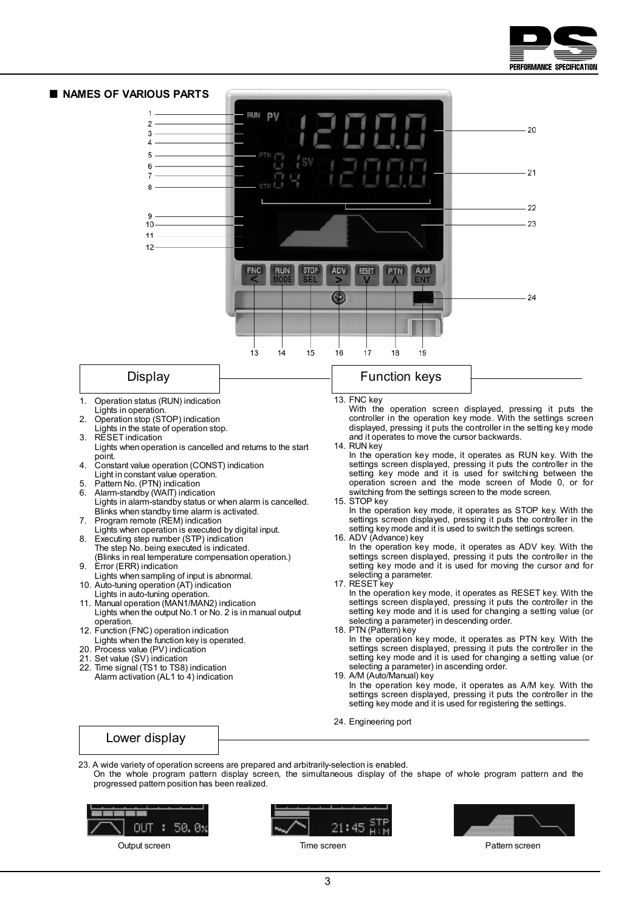## NAMES OF VARIOUS PARTS

### Display

1. Operation status (RUN) indication
   Lights in operation.
2. Operation stop (STOP) indication
   Lights in the state of operation stop.
3. RESET indication
   Lights when operation is cancelled and returns to the start point.
4. Constant value operation (CONST) indication
   Light in constant value operation.
5. Pattern No. (PTN) indication
6. Alarm-standby (WAIT) indication
   Lights in alarm-standby status or when alarm is cancelled. Blinks when standby time alarm is activated.
7. Program remote (REM) indication
   Lights when operation is executed by digital input.
8. Executing step number (STP) indication
   The step No. being executed is indicated.
   (Blinks in real temperature compensation operation.)
9. Error (ERR) indication
   Lights when sampling of input is abnormal.
10. Auto-tuning operation (AT) indication
    Lights in auto-tuning operation.
11. Manual operation (MAN1/MAN2) indication
    Lights when the output No.1 or No. 2 is in manual output operation.
12. Function (FNC) operation indication
    Lights when the function key is operated.
20. Process value (PV) indication
21. Set value (SV) indication
22. Time signal (TS1 to TS8) indication
    Alarm activation (AL1 to 4) indication

### Function keys

13. FNC key
    With the operation screen displayed, pressing it puts the controller in the operation key mode. With the settings screen displayed, pressing it puts the controller in the setting key mode and it operates to move the cursor backwards.
14. RUN key
    In the operation key mode, it operates as RUN key. With the settings screen displayed, pressing it puts the controller in the setting key mode and it is used for switching between the operation screen and the mode screen of Mode 0, or for switching from the settings screen to the mode screen.
15. STOP key
    In the operation key mode, it operates as STOP key. With the settings screen displayed, pressing it puts the controller in the setting key mode and it is used to switch the settings screen.
16. ADV (Advance) key
    In the operation key mode, it operates as ADV key. With the settings screen displayed, pressing it puts the controller in the setting key mode and it is used for moving the cursor and for selecting a parameter.
17. RESET key
    In the operation key mode, it operates as RESET key. With the settings screen displayed, pressing it puts the controller in the setting key mode and it is used for changing a setting value (or selecting a parameter) in descending order.
18. PTN (Pattern) key
    In the operation key mode, it operates as PTN key. With the settings screen displayed, pressing it puts the controller in the setting key mode and it is used for changing a setting value (or selecting a parameter) in ascending order.
19. A/M (Auto/Manual) key
    In the operation key mode, it operates as A/M key. With the settings screen displayed, pressing it puts the controller in the setting key mode and it is used for registering the settings.

24. Engineering port

### Lower display

23. A wide variety of operation screens are prepared and arbitrarily-selection is enabled.
    On the whole program pattern display screen, the simultaneous display of the shape of whole program pattern and the progressed pattern position has been realized.

Output screen

Time screen

Pattern screen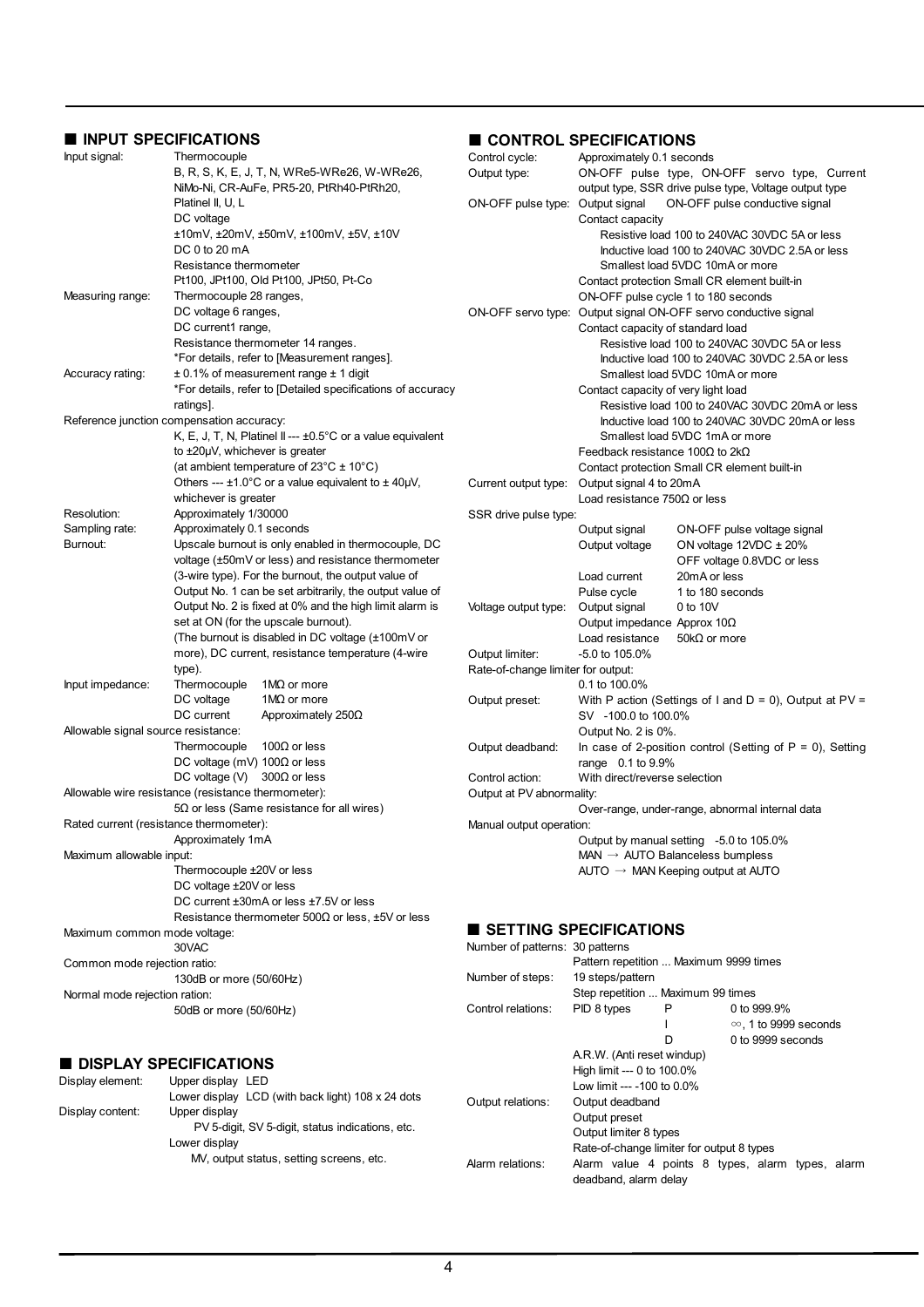## ■ INPUT SPECIFICATIONS

Input signal: Thermocouple
B, R, S, K, E, J, T, N, WRe5-WRe26, W-WRe26, NiMo-Ni, CR-AuFe, PR5-20, PtRh40-PtRh20, Platinel II, U, L
DC voltage
±10mV, ±20mV, ±50mV, ±100mV, ±5V, ±10V
DC 0 to 20 mA
Resistance thermometer
Pt100, JPt100, Old Pt100, JPt50, Pt-Co

Measuring range: Thermocouple 28 ranges,
DC voltage 6 ranges,
DC current1 range,
Resistance thermometer 14 ranges.
*For details, refer to [Measurement ranges].

Accuracy rating: ± 0.1% of measurement range ± 1 digit
*For details, refer to [Detailed specifications of accuracy ratings].

Reference junction compensation accuracy:
K, E, J, T, N, Platinel II --- ±0.5°C or a value equivalent to ±20μV, whichever is greater
(at ambient temperature of 23°C ± 10°C)
Others --- ±1.0°C or a value equivalent to ± 40μV, whichever is greater

Resolution: Approximately 1/30000

Sampling rate: Approximately 0.1 seconds

Burnout: Upscale burnout is only enabled in thermocouple, DC voltage (±50mV or less) and resistance thermometer (3-wire type). For the burnout, the output value of Output No. 1 can be set arbitrarily, the output value of Output No. 2 is fixed at 0% and the high limit alarm is set at ON (for the upscale burnout).
(The burnout is disabled in DC voltage (±100mV or more), DC current, resistance temperature (4-wire type).

Input impedance: Thermocouple 1MΩ or more
DC voltage 1MΩ or more
DC current Approximately 250Ω

Allowable signal source resistance:
Thermocouple 100Ω or less
DC voltage (mV) 100Ω or less
DC voltage (V) 300Ω or less

Allowable wire resistance (resistance thermometer):
5Ω or less (Same resistance for all wires)

Rated current (resistance thermometer):
Approximately 1mA

Maximum allowable input:
Thermocouple ±20V or less
DC voltage ±20V or less
DC current ±30mA or less ±7.5V or less
Resistance thermometer 500Ω or less, ±5V or less

Maximum common mode voltage:
30VAC

Common mode rejection ratio:
130dB or more (50/60Hz)

Normal mode rejection ration:
50dB or more (50/60Hz)

## ■ DISPLAY SPECIFICATIONS

Display element: Upper display LED
Lower display LCD (with back light) 108 x 24 dots

Display content: Upper display
PV 5-digit, SV 5-digit, status indications, etc.
Lower display
MV, output status, setting screens, etc.

## ■ CONTROL SPECIFICATIONS

Control cycle: Approximately 0.1 seconds

Output type: ON-OFF pulse type, ON-OFF servo type, Current output type, SSR drive pulse type, Voltage output type

ON-OFF pulse type: Output signal ON-OFF pulse conductive signal
Contact capacity
Resistive load 100 to 240VAC 30VDC 5A or less
Inductive load 100 to 240VAC 30VDC 2.5A or less
Smallest load 5VDC 10mA or more
Contact protection Small CR element built-in
ON-OFF pulse cycle 1 to 180 seconds

ON-OFF servo type: Output signal ON-OFF servo conductive signal
Contact capacity of standard load
Resistive load 100 to 240VAC 30VDC 5A or less
Inductive load 100 to 240VAC 30VDC 2.5A or less
Smallest load 5VDC 10mA or more
Contact capacity of very light load
Resistive load 100 to 240VAC 30VDC 20mA or less
Inductive load 100 to 240VAC 30VDC 20mA or less
Smallest load 5VDC 1mA or more
Feedback resistance 100Ω to 2kΩ
Contact protection Small CR element built-in

Current output type: Output signal 4 to 20mA
Load resistance 750Ω or less

SSR drive pulse type:
Output signal ON-OFF pulse voltage signal
Output voltage ON voltage 12VDC ± 20%
OFF voltage 0.8VDC or less
Load current 20mA or less
Pulse cycle 1 to 180 seconds

Voltage output type: Output signal 0 to 10V
Output impedance Approx 10Ω
Load resistance 50kΩ or more

Output limiter: -5.0 to 105.0%

Rate-of-change limiter for output:
0.1 to 100.0%

Output preset: With P action (Settings of I and D = 0), Output at PV = SV -100.0 to 100.0%
Output No. 2 is 0%.

Output deadband: In case of 2-position control (Setting of P = 0), Setting range 0.1 to 9.9%

Control action: With direct/reverse selection

Output at PV abnormality:
Over-range, under-range, abnormal internal data

Manual output operation:
Output by manual setting -5.0 to 105.0%
MAN → AUTO Balanceless bumpless
AUTO → MAN Keeping output at AUTO

## ■ SETTING SPECIFICATIONS

Number of patterns: 30 patterns
Pattern repetition ... Maximum 9999 times

Number of steps: 19 steps/pattern
Step repetition ... Maximum 99 times

Control relations: PID 8 types
P 0 to 999.9%
I ∞, 1 to 9999 seconds
D 0 to 9999 seconds
A.R.W. (Anti reset windup)
High limit --- 0 to 100.0%
Low limit --- -100 to 0.0%

Output relations: Output deadband
Output preset
Output limiter 8 types
Rate-of-change limiter for output 8 types

Alarm relations: Alarm value 4 points 8 types, alarm types, alarm deadband, alarm delay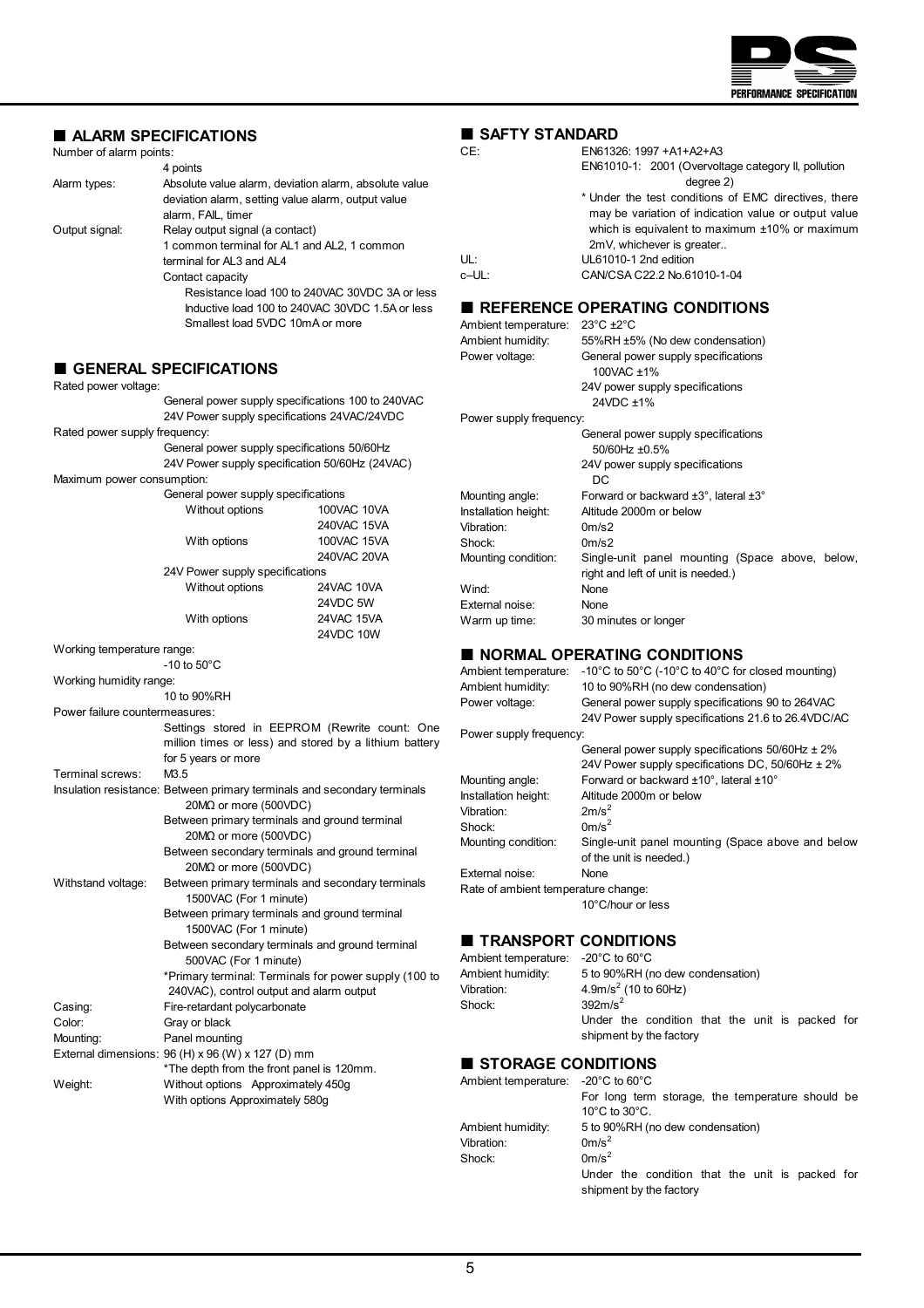## ■ ALARM SPECIFICATIONS

Number of alarm points:
4 points

Alarm types: Absolute value alarm, deviation alarm, absolute value deviation alarm, setting value alarm, output value alarm, FAIL, timer

Output signal: Relay output signal (a contact)
1 common terminal for AL1 and AL2, 1 common terminal for AL3 and AL4
Contact capacity
Resistance load 100 to 240VAC 30VDC 3A or less
Inductive load 100 to 240VAC 30VDC 1.5A or less
Smallest load 5VDC 10mA or more

## ■ GENERAL SPECIFICATIONS

Rated power voltage:
General power supply specifications 100 to 240VAC
24V Power supply specifications 24VAC/24VDC

Rated power supply frequency:
General power supply specifications 50/60Hz
24V Power supply specification 50/60Hz (24VAC)

Maximum power consumption:
General power supply specifications

| | |
|---|---|
| Without options | 100VAC 10VA |
| | 240VAC 15VA |
| With options | 100VAC 15VA |
| | 240VAC 20VA |

24V Power supply specifications

| | |
|---|---|
| Without options | 24VAC 10VA |
| | 24VDC 5W |
| With options | 24VAC 15VA |
| | 24VDC 10W |

Working temperature range:
-10 to 50°C

Working humidity range:
10 to 90%RH

Power failure countermeasures:
Settings stored in EEPROM (Rewrite count: One million times or less) and stored by a lithium battery for 5 years or more

Terminal screws: M3.5

Insulation resistance: Between primary terminals and secondary terminals
20MΩ or more (500VDC)
Between primary terminals and ground terminal
20MΩ or more (500VDC)
Between secondary terminals and ground terminal
20MΩ or more (500VDC)

Withstand voltage: Between primary terminals and secondary terminals
1500VAC (For 1 minute)
Between primary terminals and ground terminal
1500VAC (For 1 minute)
Between secondary terminals and ground terminal
500VAC (For 1 minute)
*Primary terminal: Terminals for power supply (100 to 240VAC), control output and alarm output

Casing: Fire-retardant polycarbonate

Color: Gray or black

Mounting: Panel mounting

External dimensions: 96 (H) x 96 (W) x 127 (D) mm
*The depth from the front panel is 120mm.

Weight: Without options Approximately 450g
With options Approximately 580g

## ■ SAFTY STANDARD

CE: EN61326: 1997 +A1+A2+A3
EN61010-1: 2001 (Overvoltage category II, pollution degree 2)
* Under the test conditions of EMC directives, there may be variation of indication value or output value which is equivalent to maximum ±10% or maximum 2mV, whichever is greater..

UL: UL61010-1 2nd edition

c–UL: CAN/CSA C22.2 No.61010-1-04

## ■ REFERENCE OPERATING CONDITIONS

Ambient temperature: 23°C ±2°C

Ambient humidity: 55%RH ±5% (No dew condensation)

Power voltage: General power supply specifications
100VAC ±1%
24V power supply specifications
24VDC ±1%

Power supply frequency:
General power supply specifications
50/60Hz ±0.5%
24V power supply specifications
DC

Mounting angle: Forward or backward ±3°, lateral ±3°

Installation height: Altitude 2000m or below

Vibration: 0m/s2

Shock: 0m/s2

Mounting condition: Single-unit panel mounting (Space above, below, right and left of unit is needed.)

Wind: None

External noise: None

Warm up time: 30 minutes or longer

## ■ NORMAL OPERATING CONDITIONS

Ambient temperature: -10°C to 50°C (-10°C to 40°C for closed mounting)

Ambient humidity: 10 to 90%RH (no dew condensation)

Power voltage: General power supply specifications 90 to 264VAC
24V Power supply specifications 21.6 to 26.4VDC/AC

Power supply frequency:
General power supply specifications 50/60Hz ± 2%
24V Power supply specifications DC, 50/60Hz ± 2%

Mounting angle: Forward or backward ±10°, lateral ±10°

Installation height: Altitude 2000m or below

Vibration: $2m/s^2$

Shock: $0m/s^2$

Mounting condition: Single-unit panel mounting (Space above and below of the unit is needed.)

External noise: None

Rate of ambient temperature change:
10°C/hour or less

## ■ TRANSPORT CONDITIONS

Ambient temperature: -20°C to 60°C

Ambient humidity: 5 to 90%RH (no dew condensation)

Vibration: $4.9m/s^2$ (10 to 60Hz)

Shock: $392m/s^2$
Under the condition that the unit is packed for shipment by the factory

## ■ STORAGE CONDITIONS

Ambient temperature: -20°C to 60°C
For long term storage, the temperature should be 10°C to 30°C.

Ambient humidity: 5 to 90%RH (no dew condensation)

Vibration: $0m/s^2$

Shock: $0m/s^2$
Under the condition that the unit is packed for shipment by the factory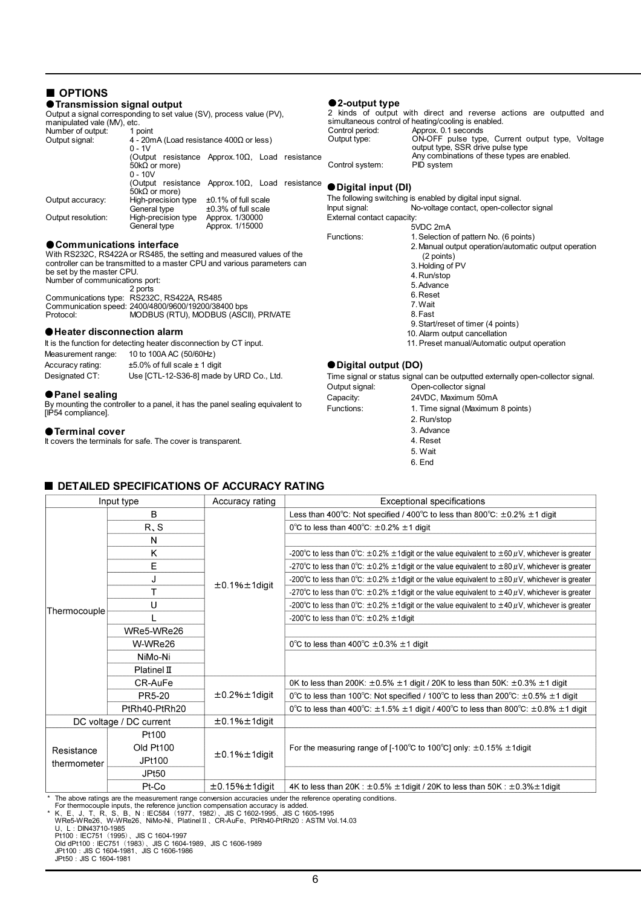## ■ OPTIONS

### ● Transmission signal output

Output a signal corresponding to set value (SV), process value (PV), manipulated vale (MV), etc.

| | | |
|---|---|---|
| Number of output: | 1 point | |
| Output signal: | 4 - 20mA (Load resistance 400Ω or less) | |
| | 0 - 1V | |
| | (Output resistance Approx.10Ω, Load resistance 50kΩ or more) | |
| | 0 - 10V | |
| | (Output resistance Approx.10Ω, Load resistance 50kΩ or more) | |
| Output accuracy: | High-precision type | ±0.1% of full scale |
| | General type | ±0.3% of full scale |
| Output resolution: | High-precision type | Approx. 1/30000 |
| | General type | Approx. 1/15000 |

### ● Communications interface

With RS232C, RS422A or RS485, the setting and measured values of the controller can be transmitted to a master CPU and various parameters can be set by the master CPU.

Number of communications port:
2 ports

Communications type: RS232C, RS422A, RS485
Communication speed: 2400/4800/9600/19200/38400 bps
Protocol: MODBUS (RTU), MODBUS (ASCII), PRIVATE

### ● Heater disconnection alarm

It is the function for detecting heater disconnection by CT input.

Measurement range: 10 to 100A AC (50/60Hz)
Accuracy rating: ±5.0% of full scale ± 1 digit
Designated CT: Use [CTL-12-S36-8] made by URD Co., Ltd.

### ● Panel sealing

By mounting the controller to a panel, it has the panel sealing equivalent to [IP54 compliance].

### ● Terminal cover

It covers the terminals for safe. The cover is transparent.

### ● 2-output type

2 kinds of output with direct and reverse actions are outputted and simultaneous control of heating/cooling is enabled.

Control period: Approx. 0.1 seconds
Output type: ON-OFF pulse type, Current output type, Voltage output type, SSR drive pulse type
Any combinations of these types are enabled.
Control system: PID system

### ● Digital input (DI)

The following switching is enabled by digital input signal.

Input signal: No-voltage contact, open-collector signal
External contact capacity:
5VDC 2mA

Functions:
1. Selection of pattern No. (6 points)
2. Manual output operation/automatic output operation (2 points)
3. Holding of PV
4. Run/stop
5. Advance
6. Reset
7. Wait
8. Fast
9. Start/reset of timer (4 points)
10. Alarm output cancellation
11. Preset manual/Automatic output operation

### ● Digital output (DO)

Time signal or status signal can be outputted externally open-collector signal.

Output signal: Open-collector signal
Capacity: 24VDC, Maximum 50mA
Functions:
1. Time signal (Maximum 8 points)
2. Run/stop
3. Advance
4. Reset
5. Wait
6. End

## ■ DETAILED SPECIFICATIONS OF ACCURACY RATING

| Input type | | Accuracy rating | Exceptional specifications |
|---|---|---|---|
| Thermocouple | B | ±0.1%±1digit | Less than 400℃: Not specified / 400℃ to less than 800℃: ±0.2% ±1 digit |
| | R、S | | 0℃ to less than 400℃: ±0.2% ±1 digit |
| | N | | |
| | K | | -200℃ to less than 0℃: ±0.2% ±1digit or the value equivalent to ±60 μV, whichever is greater |
| | E | | -270℃ to less than 0℃: ±0.2% ±1digit or the value equivalent to ±80 μV, whichever is greater |
| | J | | -200℃ to less than 0℃: ±0.2% ±1digit or the value equivalent to ±80 μV, whichever is greater |
| | T | | -270℃ to less than 0℃: ±0.2% ±1digit or the value equivalent to ±40 μV, whichever is greater |
| | U | | -200℃ to less than 0℃: ±0.2% ±1digit or the value equivalent to ±40 μV, whichever is greater |
| | L | | -200℃ to less than 0℃: ±0.2% ±1digit |
| | WRe5-WRe26 | | |
| | W-WRe26 | | 0℃ to less than 400℃ ±0.3% ±1 digit |
| | NiMo-Ni | | |
| | Platinel Ⅱ | | |
| | CR-AuFe | ±0.2%±1digit | 0K to less than 200K: ±0.5% ±1 digit / 20K to less than 50K: ±0.3% ±1 digit |
| | PR5-20 | | 0℃ to less than 100℃: Not specified / 100℃ to less than 200℃: ±0.5% ±1 digit |
| | PtRh40-PtRh20 | | 0℃ to less than 400℃: ±1.5% ±1 digit / 400℃ to less than 800℃: ±0.8% ±1 digit |
| DC voltage / DC current | | ±0.1%±1digit | |
| Resistance thermometer | Pt100 | ±0.1%±1digit | For the measuring range of [-100℃ to 100℃] only: ±0.15% ±1digit |
| | Old Pt100 | | |
| | JPt100 | | |
| | JPt50 | | |
| | Pt-Co | ±0.15%±1digit | 4K to less than 20K : ±0.5% ±1digit / 20K to less than 50K : ±0.3%±1digit |

\* The above ratings are the measurement range conversion accuracies under the reference operating conditions.
For thermocouple inputs, the reference junction compensation accuracy is added.

\* K、E、J、T、R、S、B、N : IEC584（1977、1982）、JIS C 1602-1995、JIS C 1605-1995
WRe5-WRe26、W-WRe26、NiMo-Ni、Platinel Ⅱ、CR-AuFe、PtRh40-PtRh20 : ASTM Vol.14.03
U、L : DIN43710-1985
Pt100 : IEC751（1995）、JIS C 1604-1997
Old dPt100 : IEC751（1983）、JIS C 1604-1989、JIS C 1606-1989
JPt100 : JIS C 1604-1981、JIS C 1606-1986
JPt50 : JIS C 1604-1981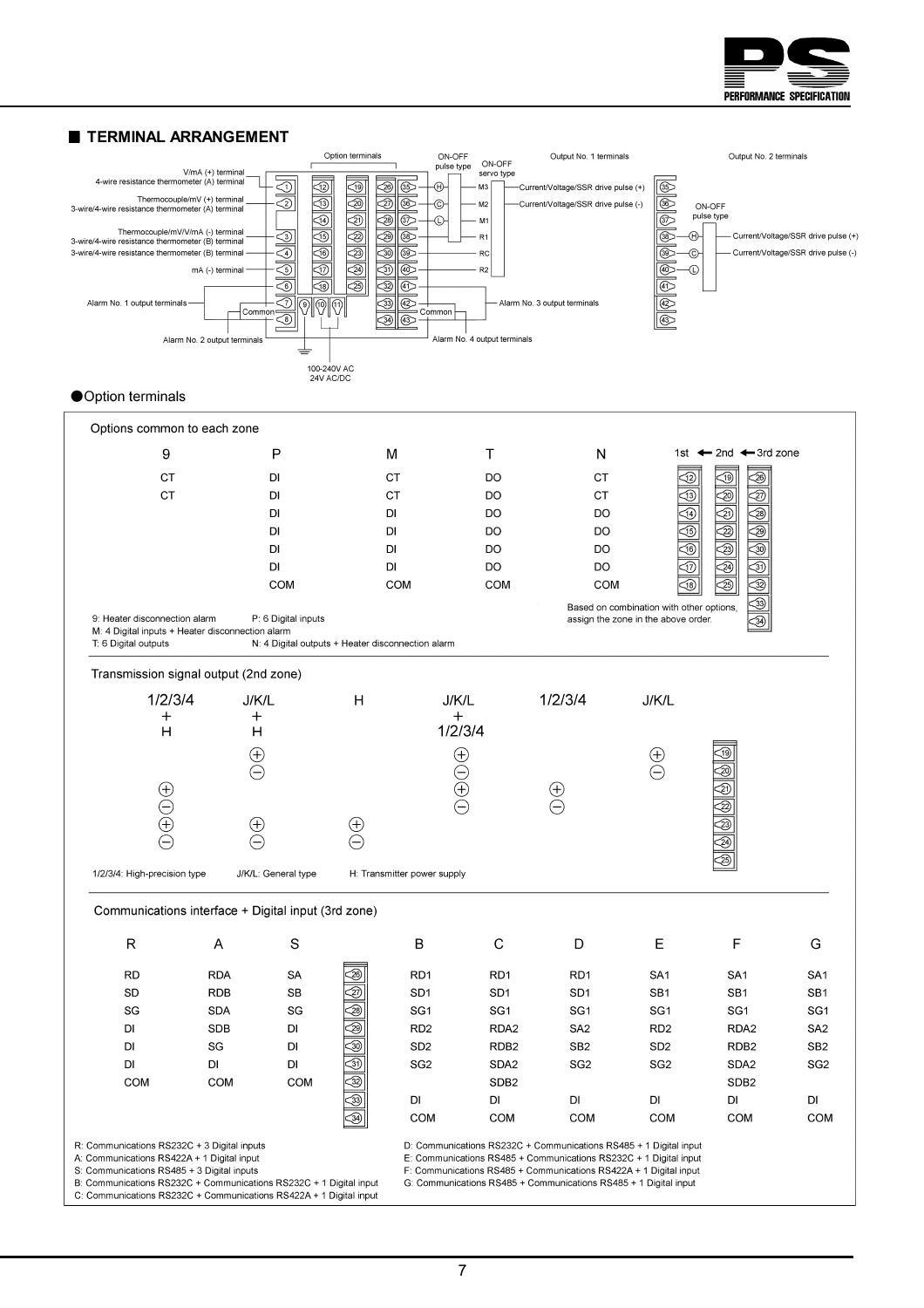## TERMINAL ARRANGEMENT

Option terminals | ON-OFF pulse type | ON-OFF servo type | Output No. 1 terminals | Output No. 2 terminals

- V/mA (+) terminal / 4-wire resistance thermometer (A) terminal — 1
- Thermocouple/mV (+) terminal / 3-wire/4-wire resistance thermometer (A) terminal — 2
- Thermocouple/mV/V/mA (-) terminal / 3-wire/4-wire resistance thermometer (B) terminal — 3
- 3-wire/4-wire resistance thermometer (B) terminal — 4
- mA (-) terminal — 5
- Alarm No. 1 output terminals — 7 (Common 6)
- Alarm No. 2 output terminals — 8 (Common)
- 100-240V AC / 24V AC/DC — 10, 11
- Output No. 1 terminals: 35 (H / M3) Current/Voltage/SSR drive pulse (+); 36 (C / M2) Current/Voltage/SSR drive pulse (-); 37 (L / M1); 38 (R1); 39 (RC); 40 (R2)
- Alarm No. 3 output terminals — 42 (Common 41)
- Alarm No. 4 output terminals — 43
- Output No. 2 terminals (ON-OFF pulse type): 38 (H) Current/Voltage/SSR drive pulse (+); 39 (C) Current/Voltage/SSR drive pulse (-); 40 (L)

### ●Option terminals

**Options common to each zone**

| 9 | P | M | T | N | 1st | ← 2nd | ← 3rd zone |
|---|---|---|---|---|---|---|---|
| CT | DI | CT | DO | CT | 12 | 19 | 26 |
| CT | DI | CT | DO | CT | 13 | 20 | 27 |
| | DI | DI | DO | DO | 14 | 21 | 28 |
| | DI | DI | DO | DO | 15 | 22 | 29 |
| | DI | DI | DO | DO | 16 | 23 | 30 |
| | DI | DI | DO | DO | 17 | 24 | 31 |
| | COM | COM | COM | COM | 18 | 25 | 32 |
| | | | | | | | 33 |
| | | | | | | | 34 |

Based on combination with other options, assign the zone in the above order.

9: Heater disconnection alarm    P: 6 Digital inputs
M: 4 Digital inputs + Heater disconnection alarm
T: 6 Digital outputs    N: 4 Digital outputs + Heater disconnection alarm

**Transmission signal output (2nd zone)**

| 1/2/3/4 + H | J/K/L + H | H | J/K/L + 1/2/3/4 | 1/2/3/4 | J/K/L | Terminal |
|---|---|---|---|---|---|---|
| | + | | + | | + | 19 |
| | − | | − | | − | 20 |
| + | | | + | + | | 21 |
| − | | | − | − | | 22 |
| + | + | + | | | | 23 |
| − | − | − | | | | 24 |
| | | | | | | 25 |

1/2/3/4: High-precision type    J/K/L: General type    H: Transmitter power supply

**Communications interface + Digital input (3rd zone)**

| R | A | S | Terminal | B | C | D | E | F | G |
|---|---|---|---|---|---|---|---|---|---|
| RD | RDA | SA | 26 | RD1 | RD1 | RD1 | SA1 | SA1 | SA1 |
| SD | RDB | SB | 27 | SD1 | SD1 | SD1 | SB1 | SB1 | SB1 |
| SG | SDA | SG | 28 | SG1 | SG1 | SG1 | SG1 | SG1 | SG1 |
| DI | SDB | DI | 29 | RD2 | RDA2 | SA2 | RD2 | RDA2 | SA2 |
| DI | SG | DI | 30 | SD2 | RDB2 | SB2 | SD2 | RDB2 | SB2 |
| DI | DI | DI | 31 | SG2 | SDA2 | SG2 | SG2 | SDA2 | SG2 |
| COM | COM | COM | 32 | | SDB2 | | | SDB2 | |
| | | | 33 | DI | DI | DI | DI | DI | DI |
| | | | 34 | COM | COM | COM | COM | COM | COM |

R: Communications RS232C + 3 Digital inputs
A: Communications RS422A + 1 Digital input
S: Communications RS485 + 3 Digital inputs
B: Communications RS232C + Communications RS232C + 1 Digital input
C: Communications RS232C + Communications RS422A + 1 Digital input
D: Communications RS232C + Communications RS485 + 1 Digital input
E: Communications RS485 + Communications RS232C + 1 Digital input
F: Communications RS485 + Communications RS422A + 1 Digital input
G: Communications RS485 + Communications RS485 + 1 Digital input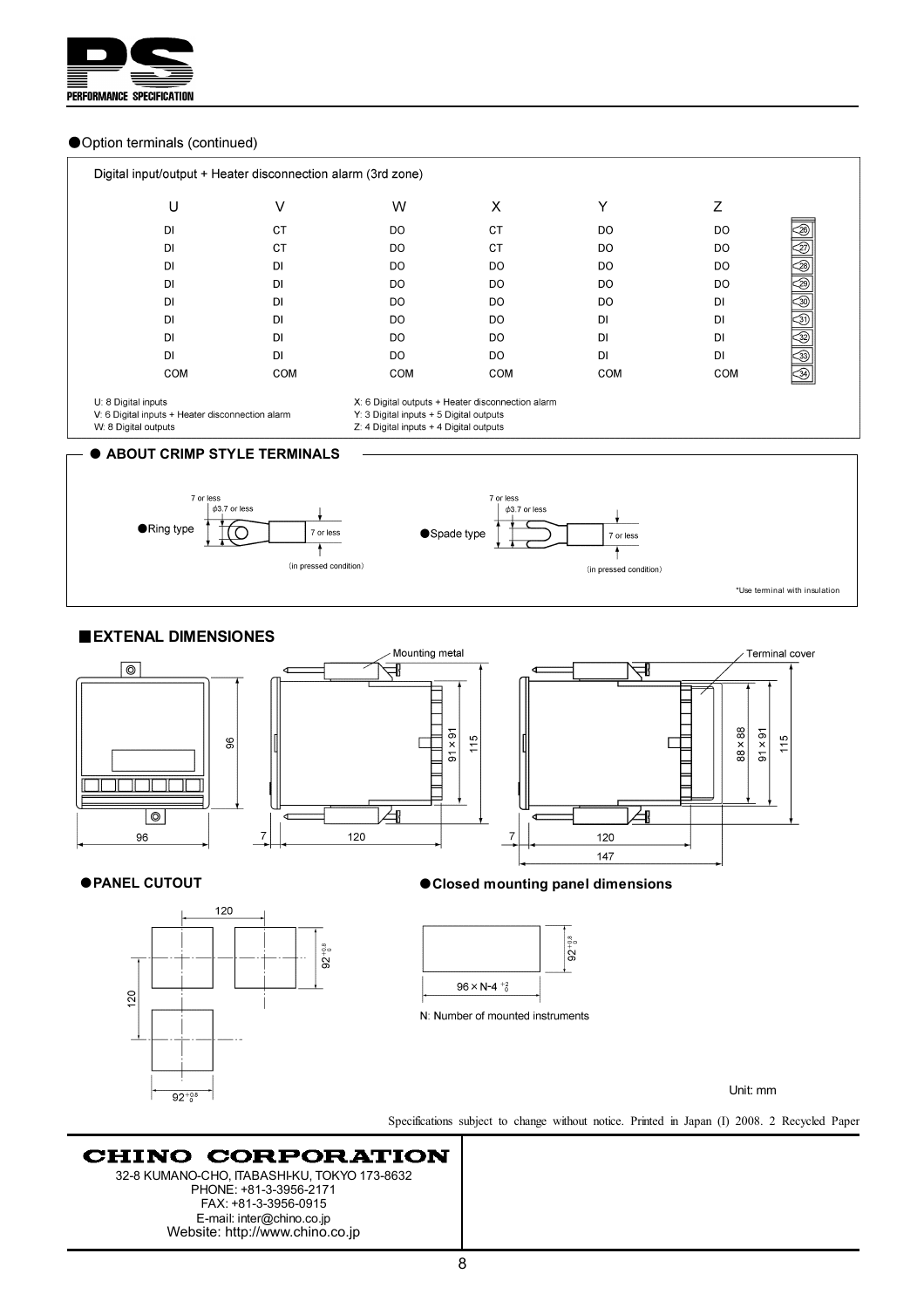● Option terminals (continued)

Digital input/output + Heater disconnection alarm (3rd zone)

| U | V | W | X | Y | Z | Terminal |
|---|---|---|---|---|---|---|
| DI | CT | DO | CT | DO | DO | 26 |
| DI | CT | DO | CT | DO | DO | 27 |
| DI | DI | DO | DO | DO | DO | 28 |
| DI | DI | DO | DO | DO | DO | 29 |
| DI | DI | DO | DO | DO | DI | 30 |
| DI | DI | DO | DO | DI | DI | 31 |
| DI | DI | DO | DO | DI | DI | 32 |
| DI | DI | DO | DO | DI | DI | 33 |
| COM | COM | COM | COM | COM | COM | 34 |

U: 8 Digital inputs
V: 6 Digital inputs + Heater disconnection alarm
W: 8 Digital outputs
X: 6 Digital outputs + Heater disconnection alarm
Y: 3 Digital inputs + 5 Digital outputs
Z: 4 Digital inputs + 4 Digital outputs

## ● ABOUT CRIMP STYLE TERMINALS

●Ring type

7 or less
φ3.7 or less
7 or less
(in pressed condition)

●Spade type

7 or less
φ3.7 or less
7 or less
(in pressed condition)

*Use terminal with insulation

## EXTENAL DIMENSIONES

Mounting metal
Terminal cover

96
96
7
120
91 × 91
115
7
120
147
88 × 88
91 × 91
115

### ●PANEL CUTOUT

120
120
$92^{+0.8}_{0}$
$92^{+0.8}_{0}$

### ●Closed mounting panel dimensions

$92^{+0.8}_{0}$
$96 \times N\text{-}4^{+2}_{0}$

N: Number of mounted instruments

Unit: mm

Specifications subject to change without notice. Printed in Japan (I) 2008. 2 Recycled Paper

**CHINO CORPORATION**
32-8 KUMANO-CHO, ITABASHI-KU, TOKYO 173-8632
PHONE: +81-3-3956-2171
FAX: +81-3-3956-0915
E-mail: inter@chino.co.jp
Website: http://www.chino.co.jp